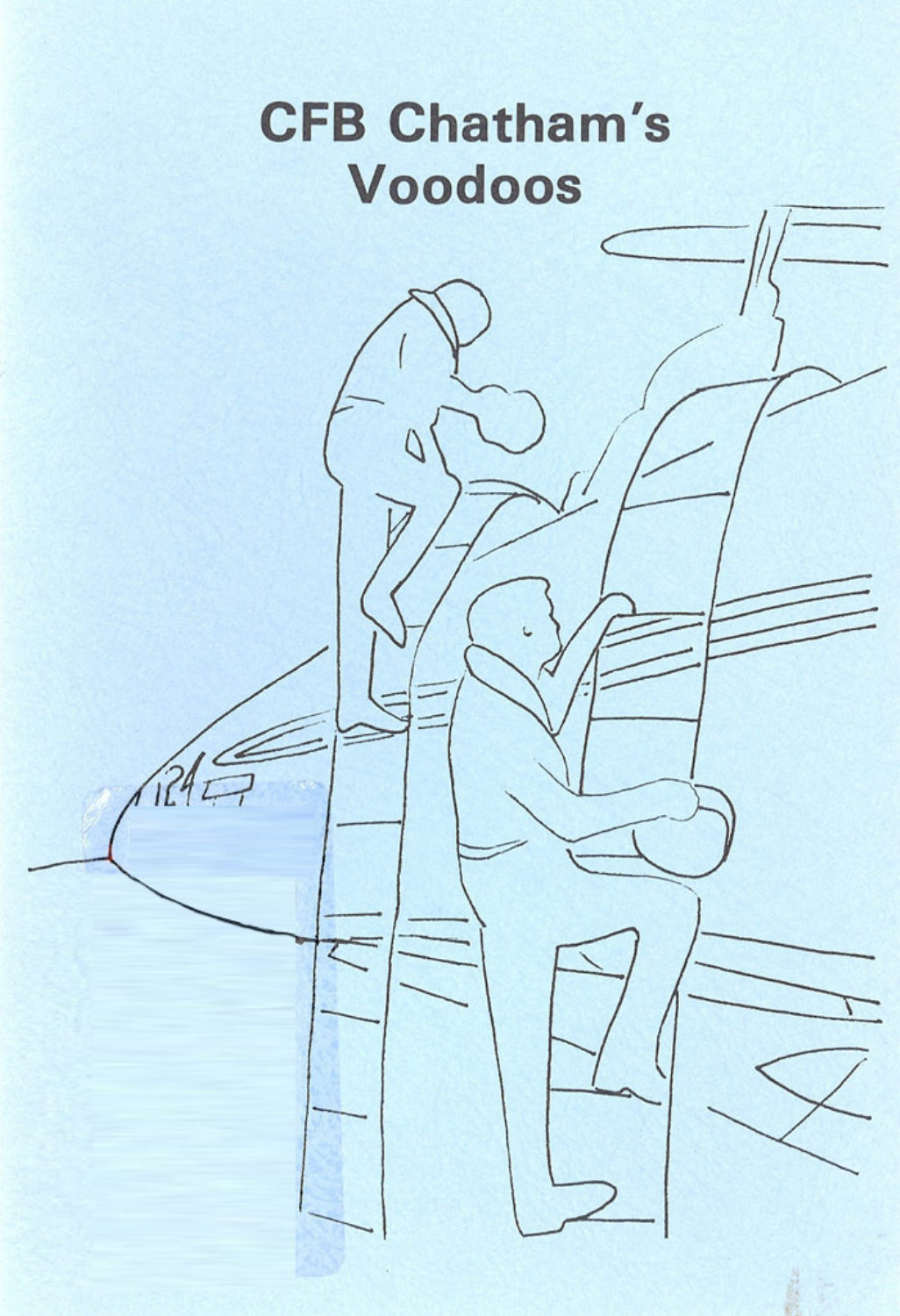# CFB Chatham's Voodoos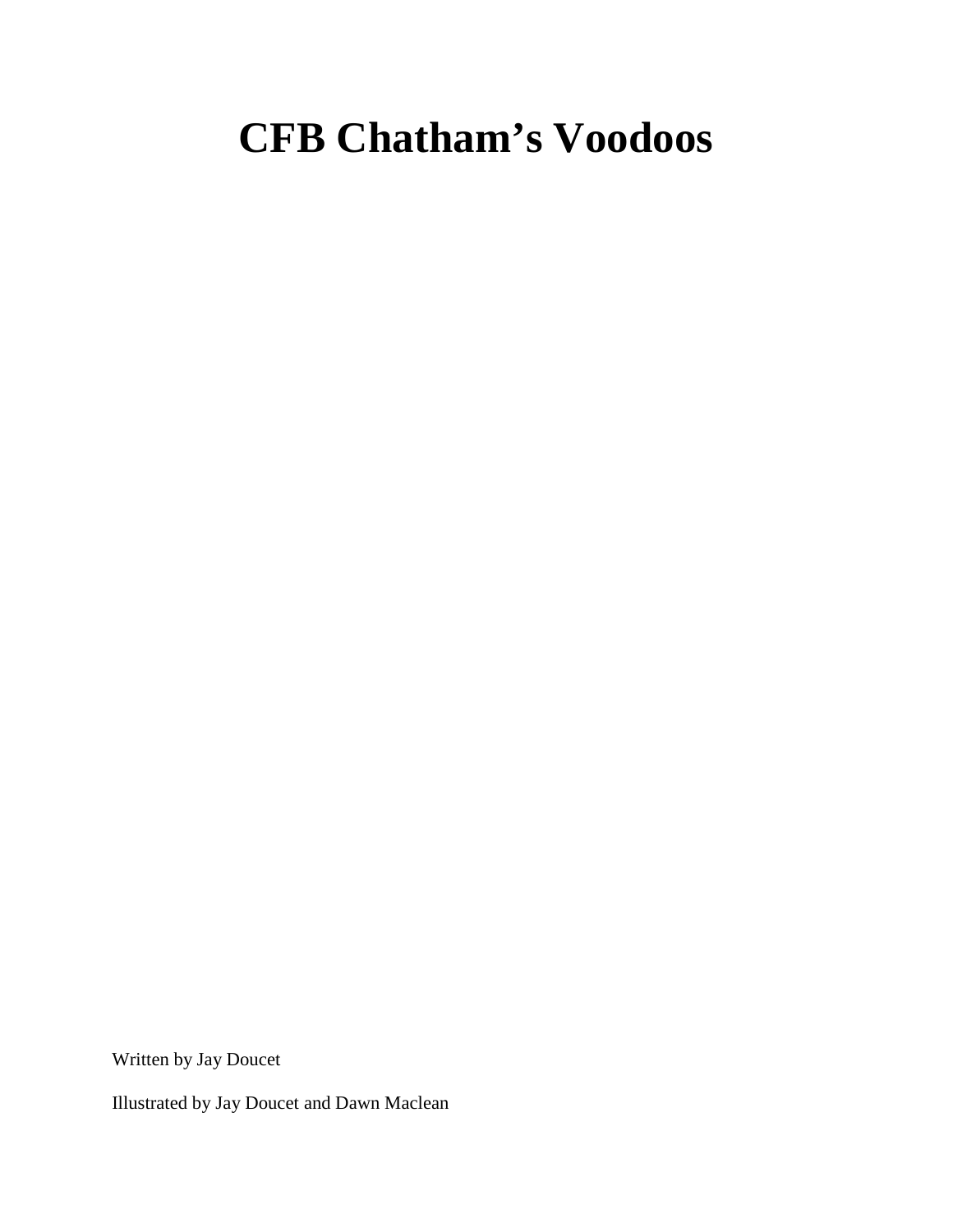# CFB Chatham's Voodoos

Written by Jay Doucet

Illustrated by Jay Doucet and Dawn Maclean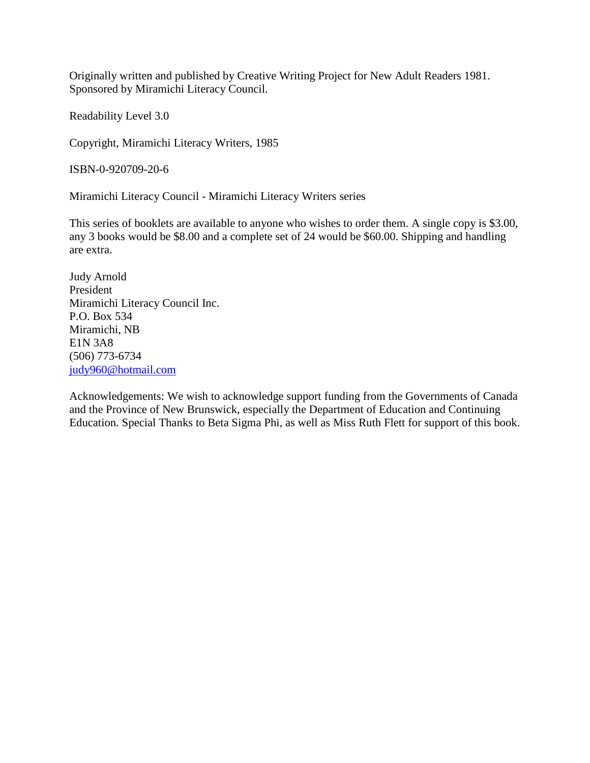Originally written and published by Creative Writing Project for New Adult Readers 1981. Sponsored by Miramichi Literacy Council.

Readability Level 3.0

Copyright, Miramichi Literacy Writers, 1985

ISBN-0-920709-20-6

Miramichi Literacy Council - Miramichi Literacy Writers series

This series of booklets are available to anyone who wishes to order them. A single copy is $3.00, any 3 books would be $8.00 and a complete set of 24 would be $60.00. Shipping and handling are extra.

Judy Arnold  
President  
Miramichi Literacy Council Inc.  
P.O. Box 534  
Miramichi, NB  
E1N 3A8  
(506) 773-6734  
judy960@hotmail.com

Acknowledgements: We wish to acknowledge support funding from the Governments of Canada and the Province of New Brunswick, especially the Department of Education and Continuing Education. Special Thanks to Beta Sigma Phi, as well as Miss Ruth Flett for support of this book.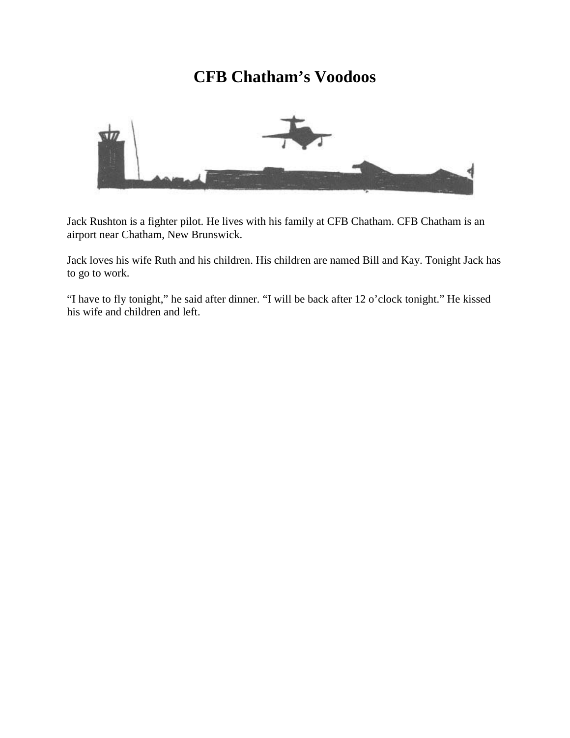# CFB Chatham's Voodoos

Jack Rushton is a fighter pilot. He lives with his family at CFB Chatham. CFB Chatham is an airport near Chatham, New Brunswick.

Jack loves his wife Ruth and his children. His children are named Bill and Kay. Tonight Jack has to go to work.

"I have to fly tonight," he said after dinner. "I will be back after 12 o'clock tonight." He kissed his wife and children and left.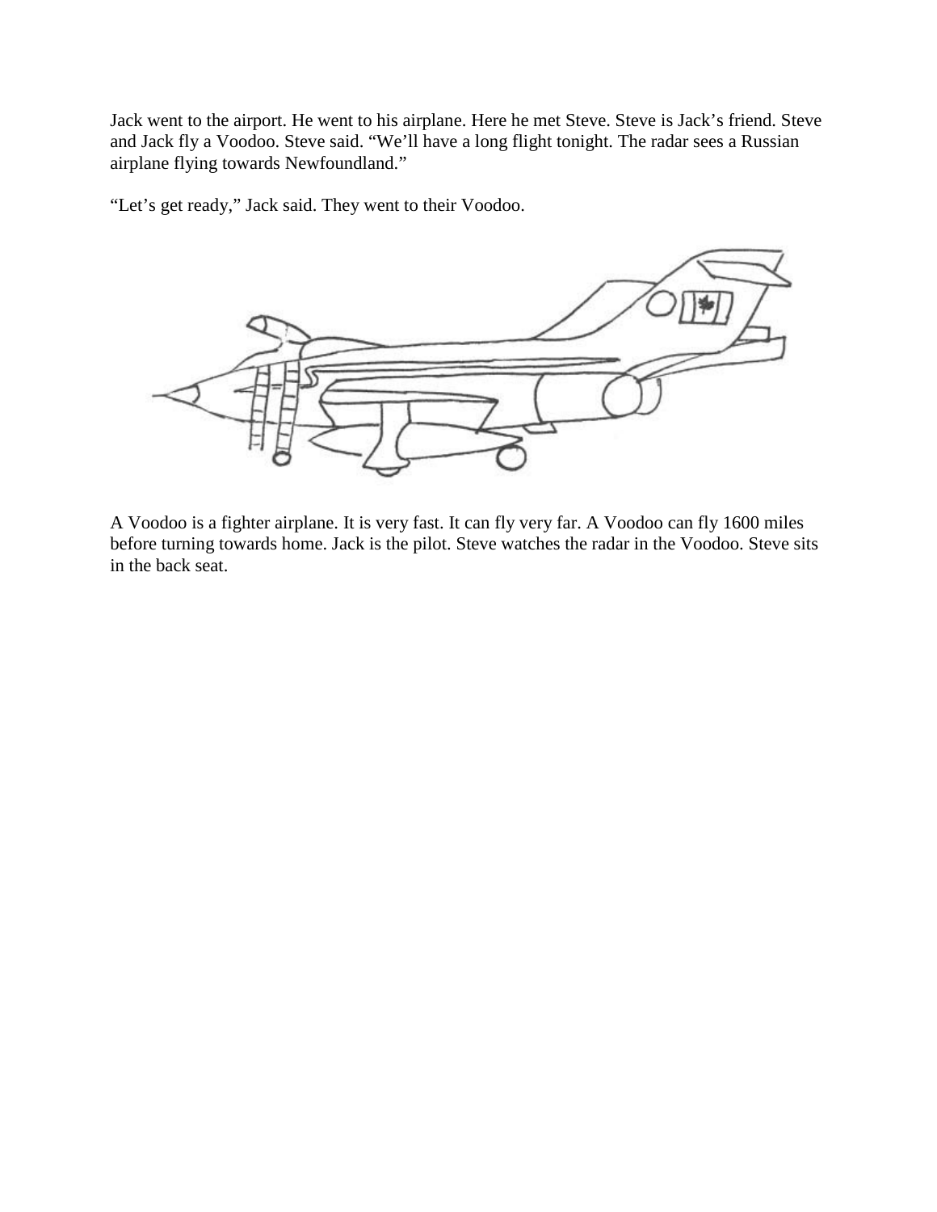Jack went to the airport. He went to his airplane. Here he met Steve. Steve is Jack's friend. Steve and Jack fly a Voodoo. Steve said. "We'll have a long flight tonight. The radar sees a Russian airplane flying towards Newfoundland."

"Let's get ready," Jack said. They went to their Voodoo.

A Voodoo is a fighter airplane. It is very fast. It can fly very far. A Voodoo can fly 1600 miles before turning towards home. Jack is the pilot. Steve watches the radar in the Voodoo. Steve sits in the back seat.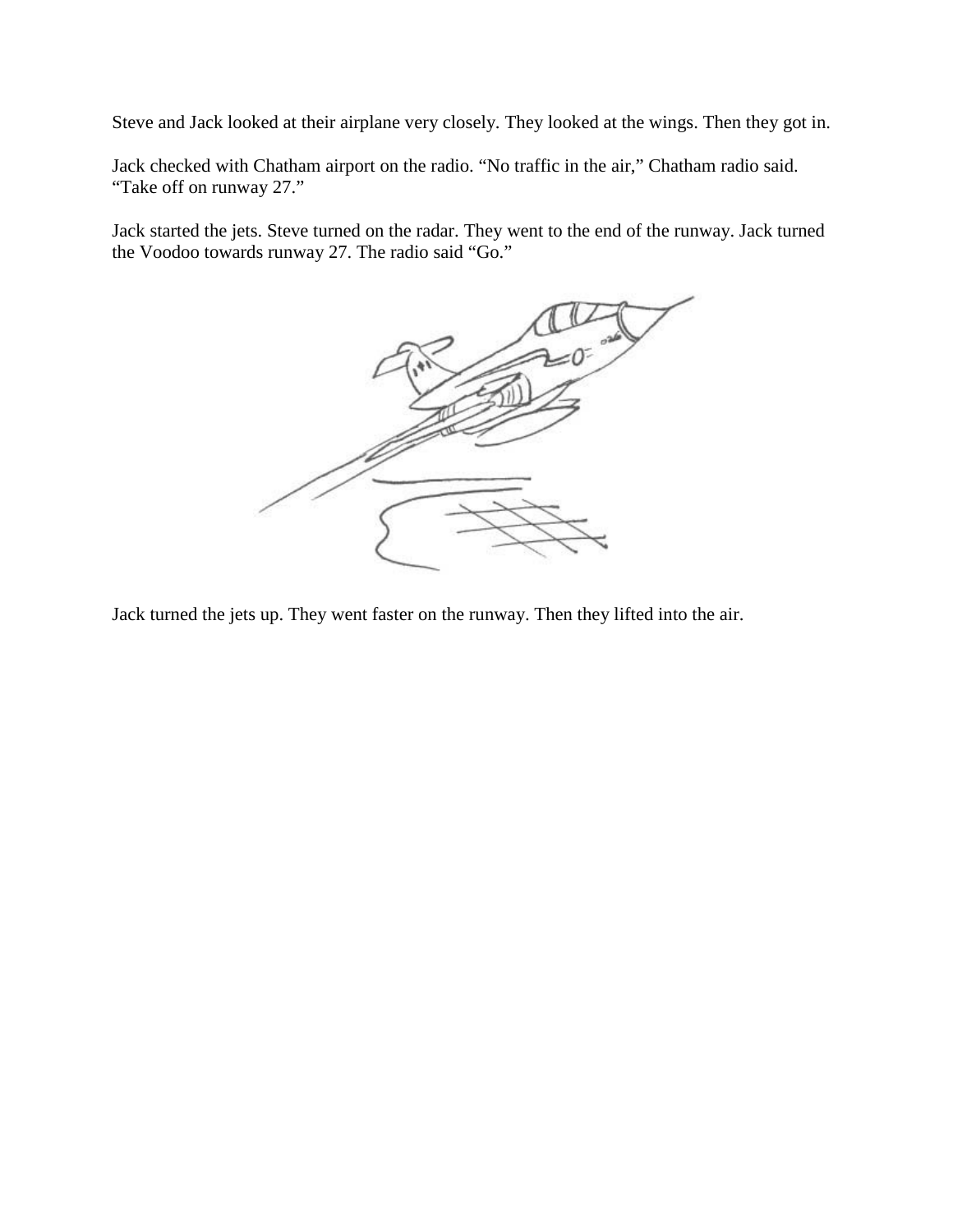Steve and Jack looked at their airplane very closely. They looked at the wings. Then they got in.

Jack checked with Chatham airport on the radio. "No traffic in the air," Chatham radio said. "Take off on runway 27."

Jack started the jets. Steve turned on the radar. They went to the end of the runway. Jack turned the Voodoo towards runway 27. The radio said "Go."

Jack turned the jets up. They went faster on the runway. Then they lifted into the air.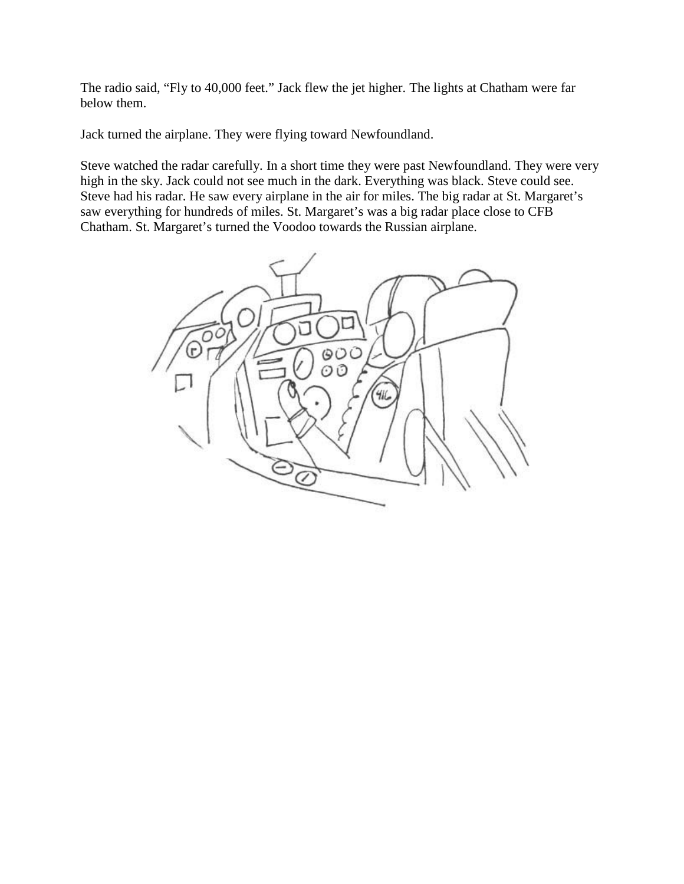The radio said, “Fly to 40,000 feet.” Jack flew the jet higher. The lights at Chatham were far below them.

Jack turned the airplane. They were flying toward Newfoundland.

Steve watched the radar carefully. In a short time they were past Newfoundland. They were very high in the sky. Jack could not see much in the dark. Everything was black. Steve could see. Steve had his radar. He saw every airplane in the air for miles. The big radar at St. Margaret’s saw everything for hundreds of miles. St. Margaret’s was a big radar place close to CFB Chatham. St. Margaret’s turned the Voodoo towards the Russian airplane.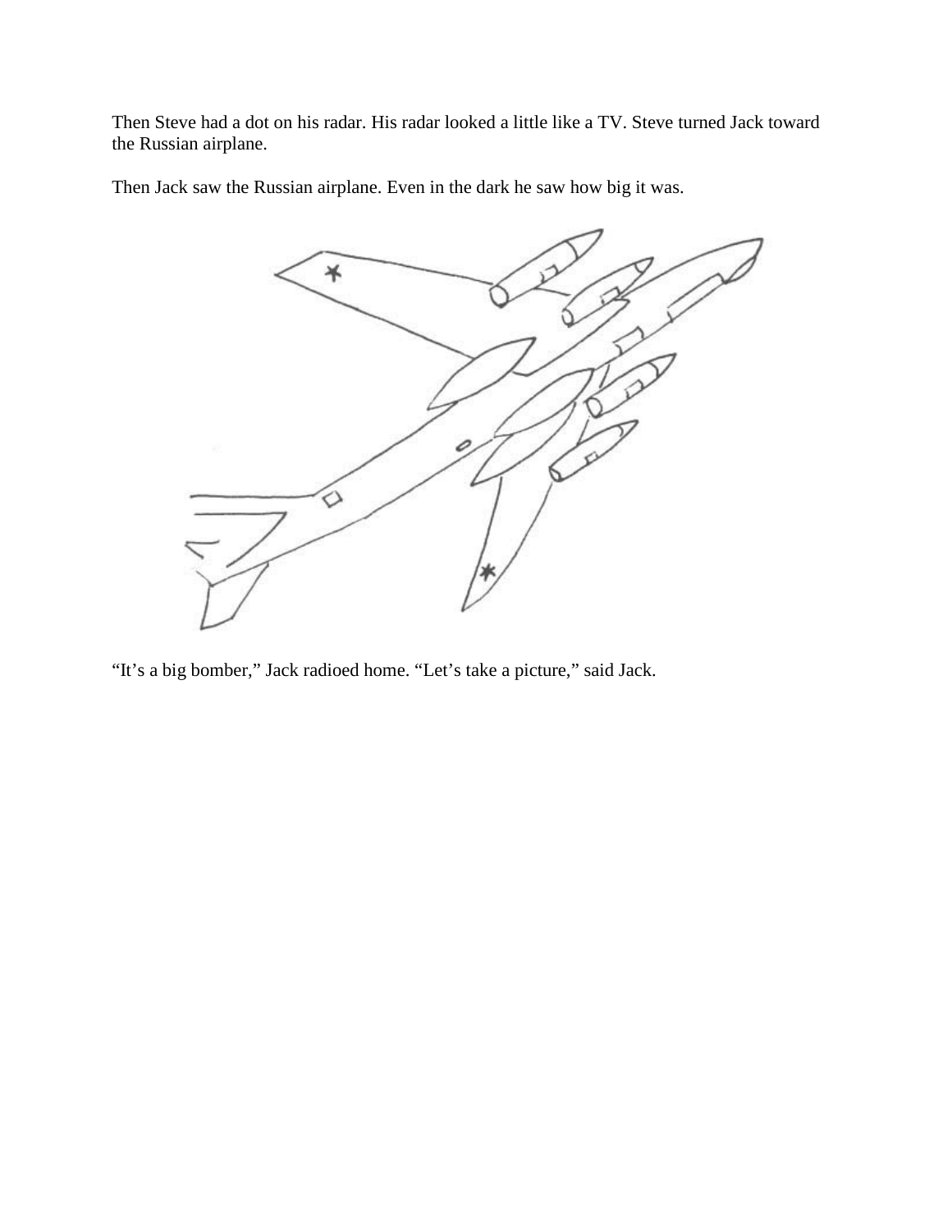Then Steve had a dot on his radar. His radar looked a little like a TV. Steve turned Jack toward the Russian airplane.

Then Jack saw the Russian airplane. Even in the dark he saw how big it was.

“It’s a big bomber,” Jack radioed home. “Let’s take a picture,” said Jack.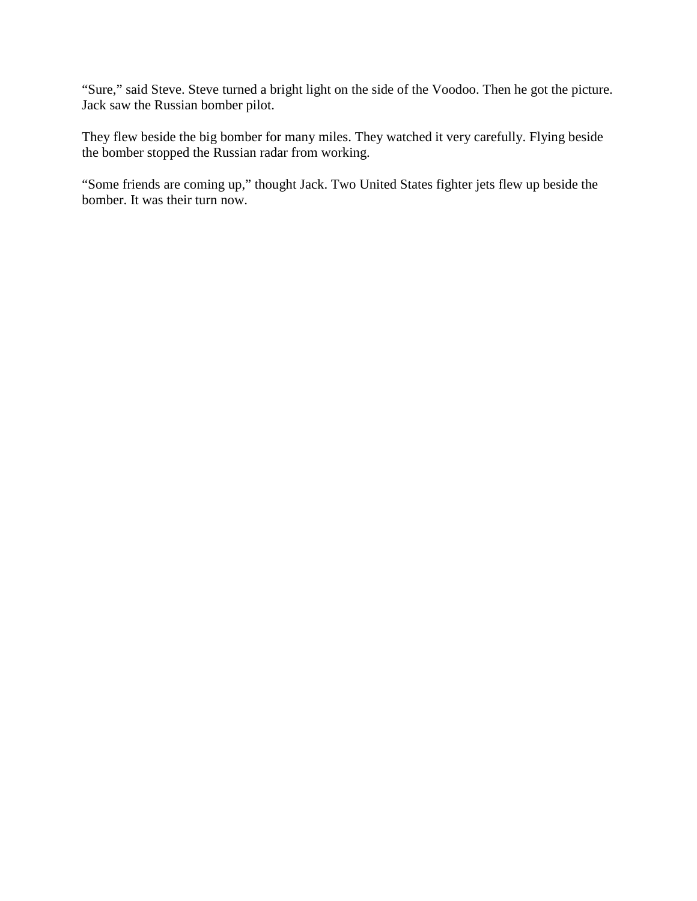"Sure," said Steve. Steve turned a bright light on the side of the Voodoo. Then he got the picture. Jack saw the Russian bomber pilot.

They flew beside the big bomber for many miles. They watched it very carefully. Flying beside the bomber stopped the Russian radar from working.

"Some friends are coming up," thought Jack. Two United States fighter jets flew up beside the bomber. It was their turn now.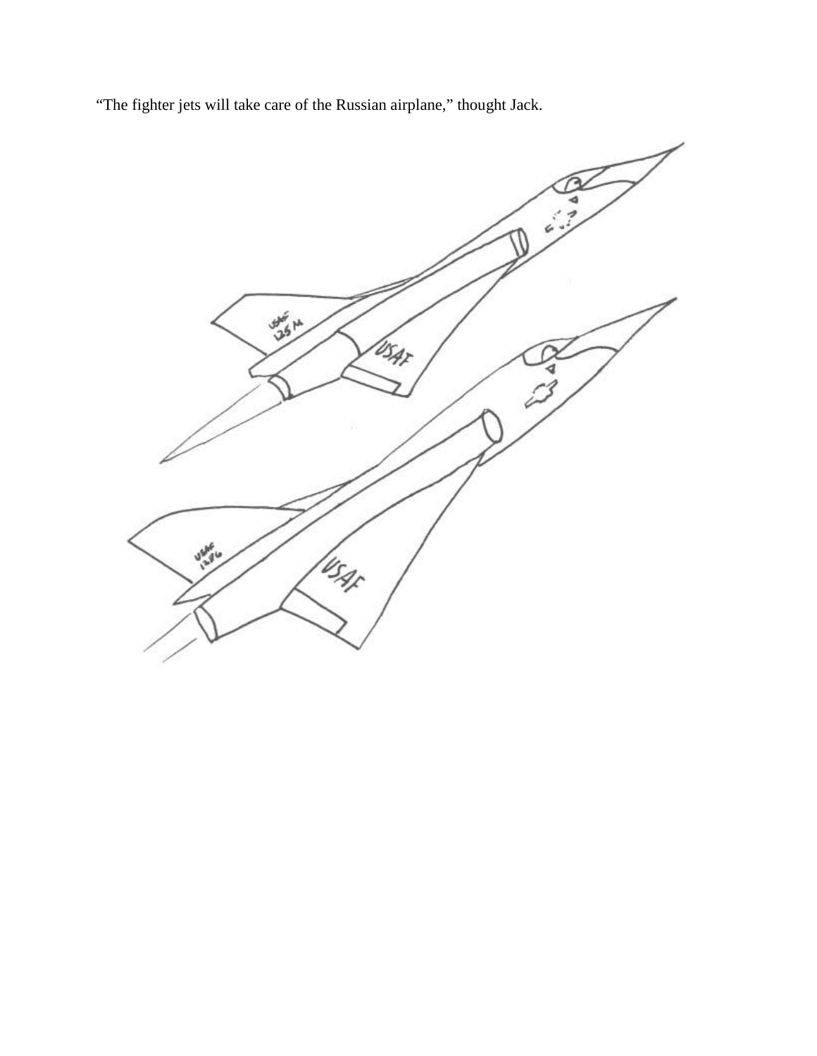"The fighter jets will take care of the Russian airplane," thought Jack.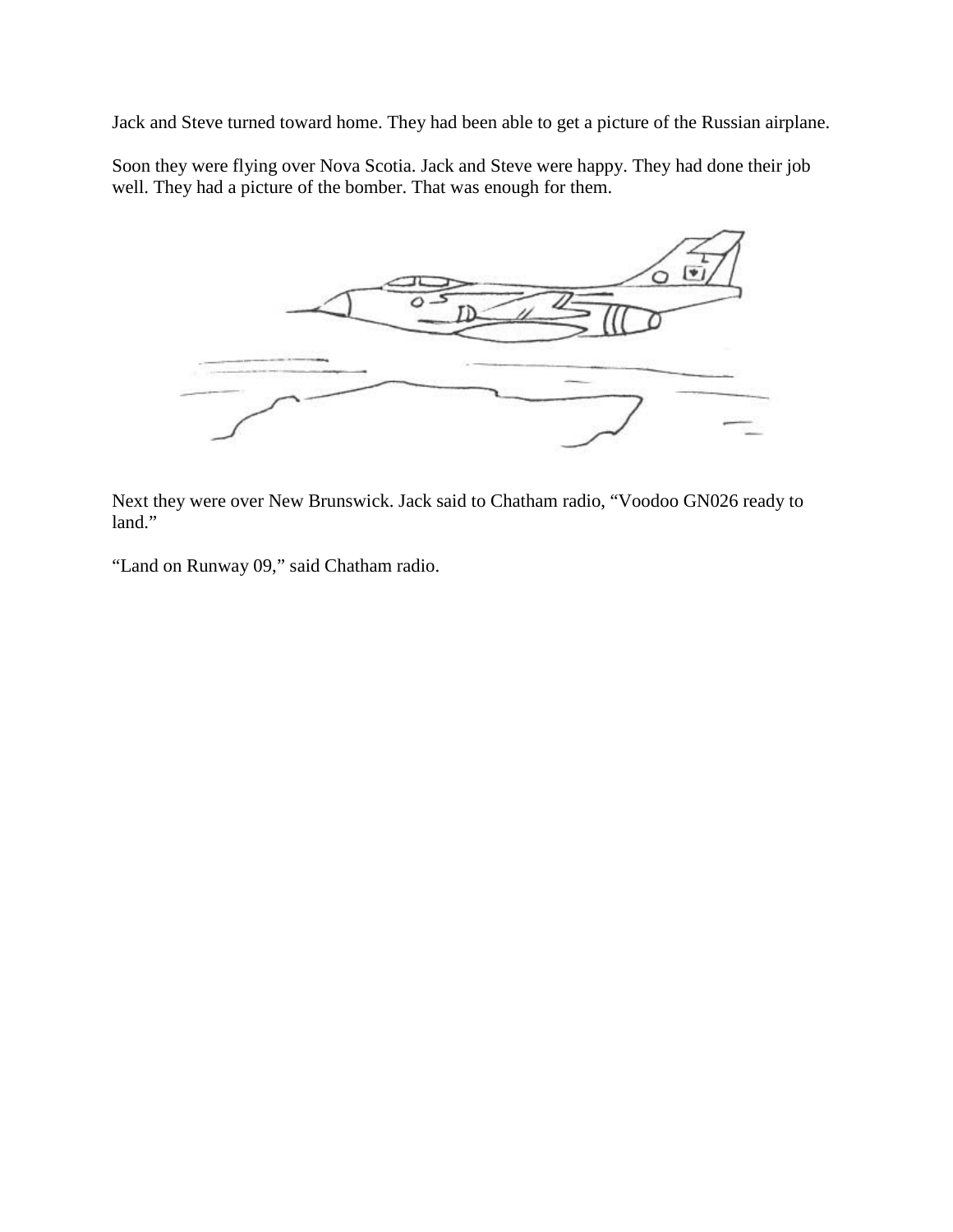Jack and Steve turned toward home. They had been able to get a picture of the Russian airplane.

Soon they were flying over Nova Scotia. Jack and Steve were happy. They had done their job well. They had a picture of the bomber. That was enough for them.

Next they were over New Brunswick. Jack said to Chatham radio, "Voodoo GN026 ready to land."

"Land on Runway 09," said Chatham radio.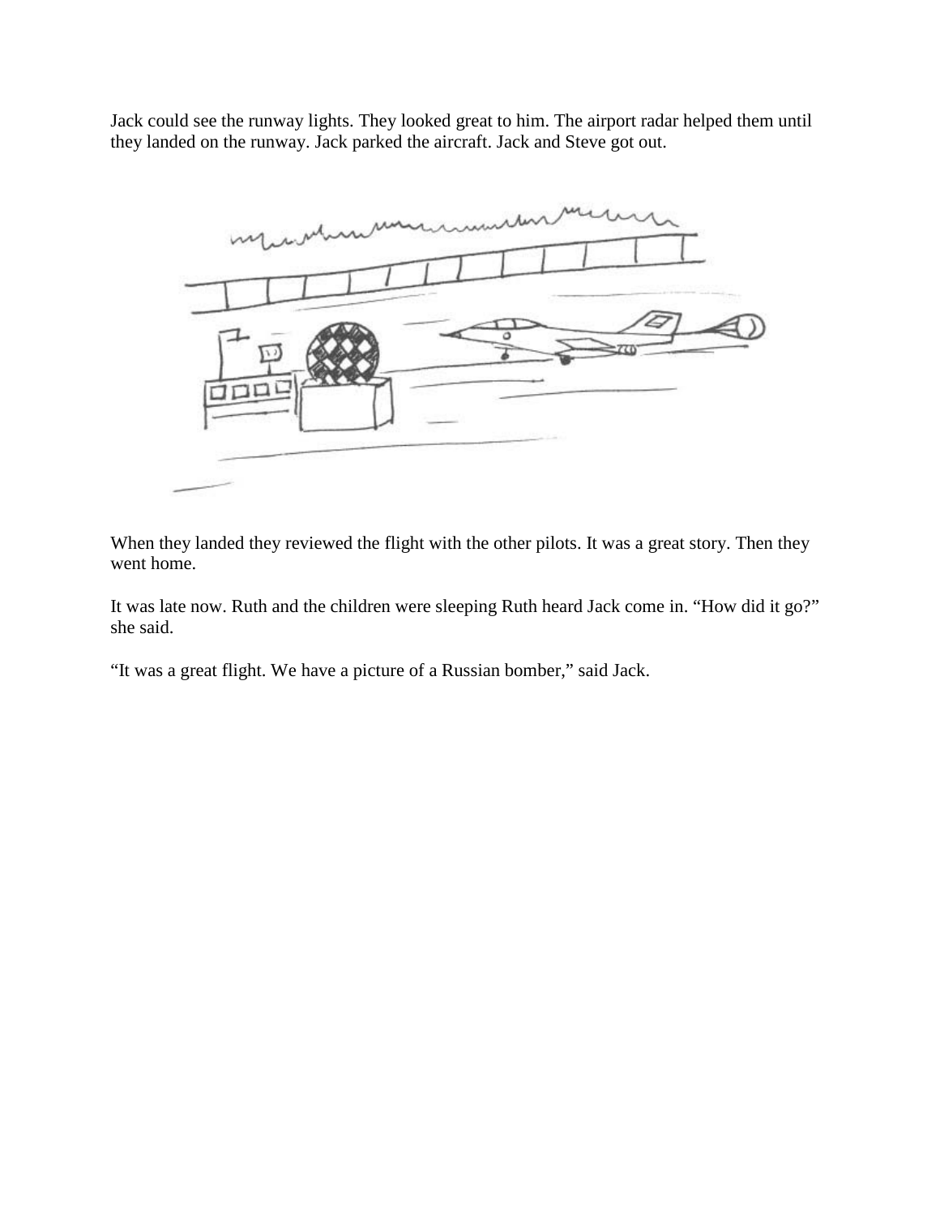Jack could see the runway lights. They looked great to him. The airport radar helped them until they landed on the runway. Jack parked the aircraft. Jack and Steve got out.

When they landed they reviewed the flight with the other pilots. It was a great story. Then they went home.

It was late now. Ruth and the children were sleeping Ruth heard Jack come in. "How did it go?" she said.

"It was a great flight. We have a picture of a Russian bomber," said Jack.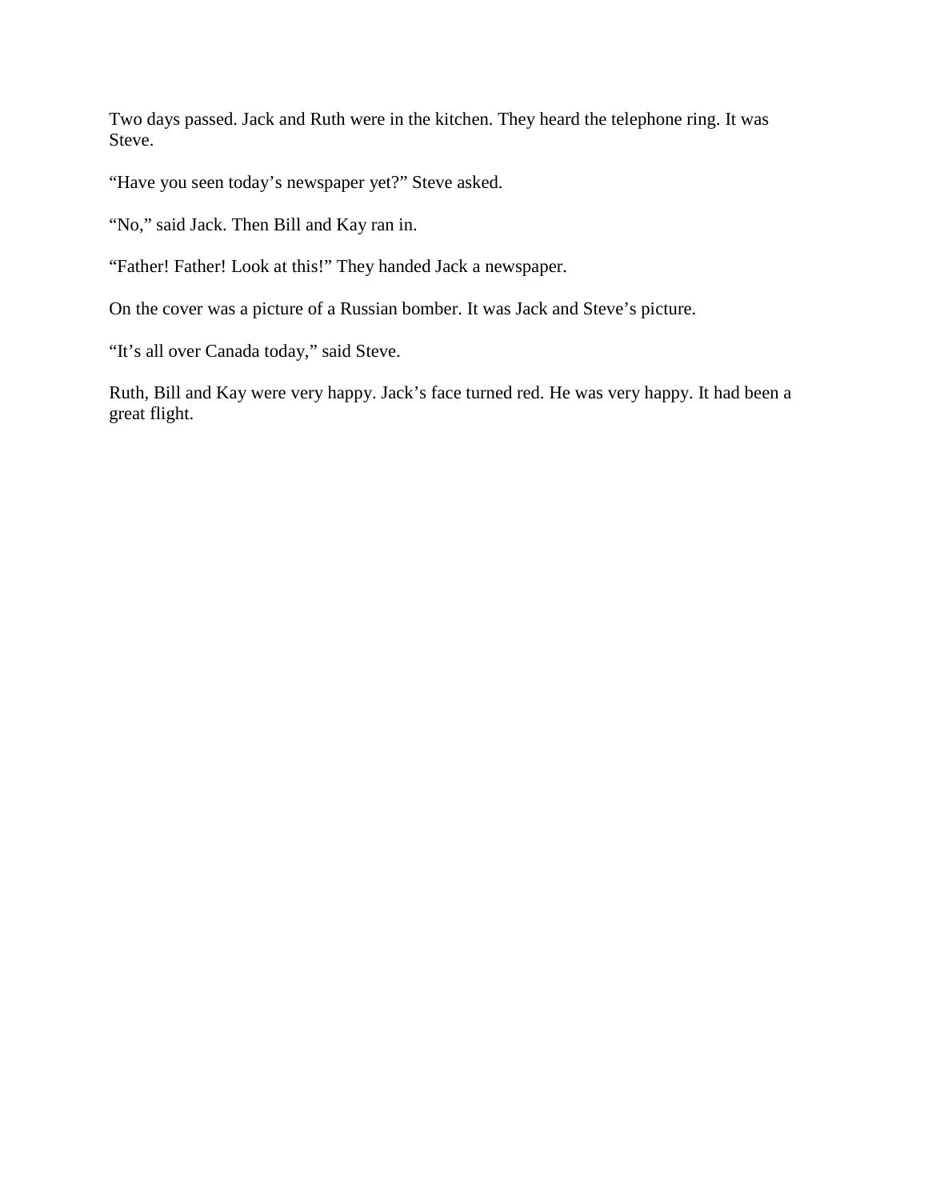Two days passed. Jack and Ruth were in the kitchen. They heard the telephone ring. It was Steve.

“Have you seen today’s newspaper yet?” Steve asked.

“No,” said Jack. Then Bill and Kay ran in.

“Father! Father! Look at this!” They handed Jack a newspaper.

On the cover was a picture of a Russian bomber. It was Jack and Steve’s picture.

“It’s all over Canada today,” said Steve.

Ruth, Bill and Kay were very happy. Jack’s face turned red. He was very happy. It had been a great flight.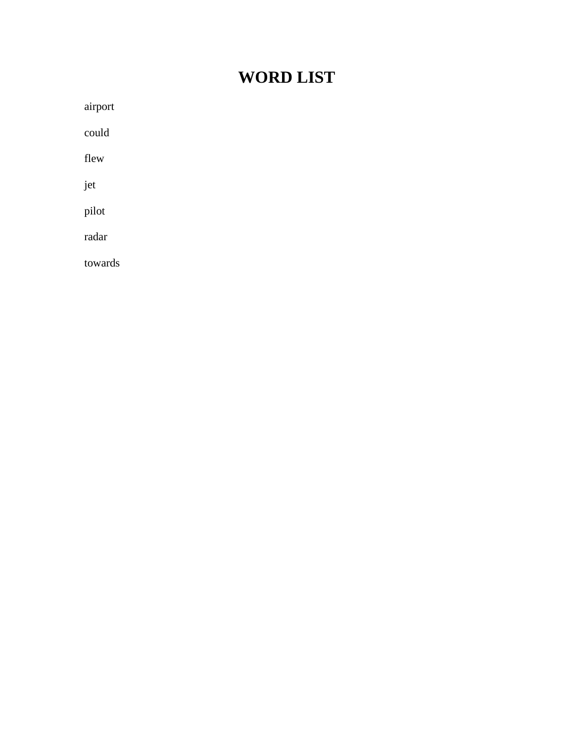# WORD LIST

airport

could

flew

jet

pilot

radar

towards